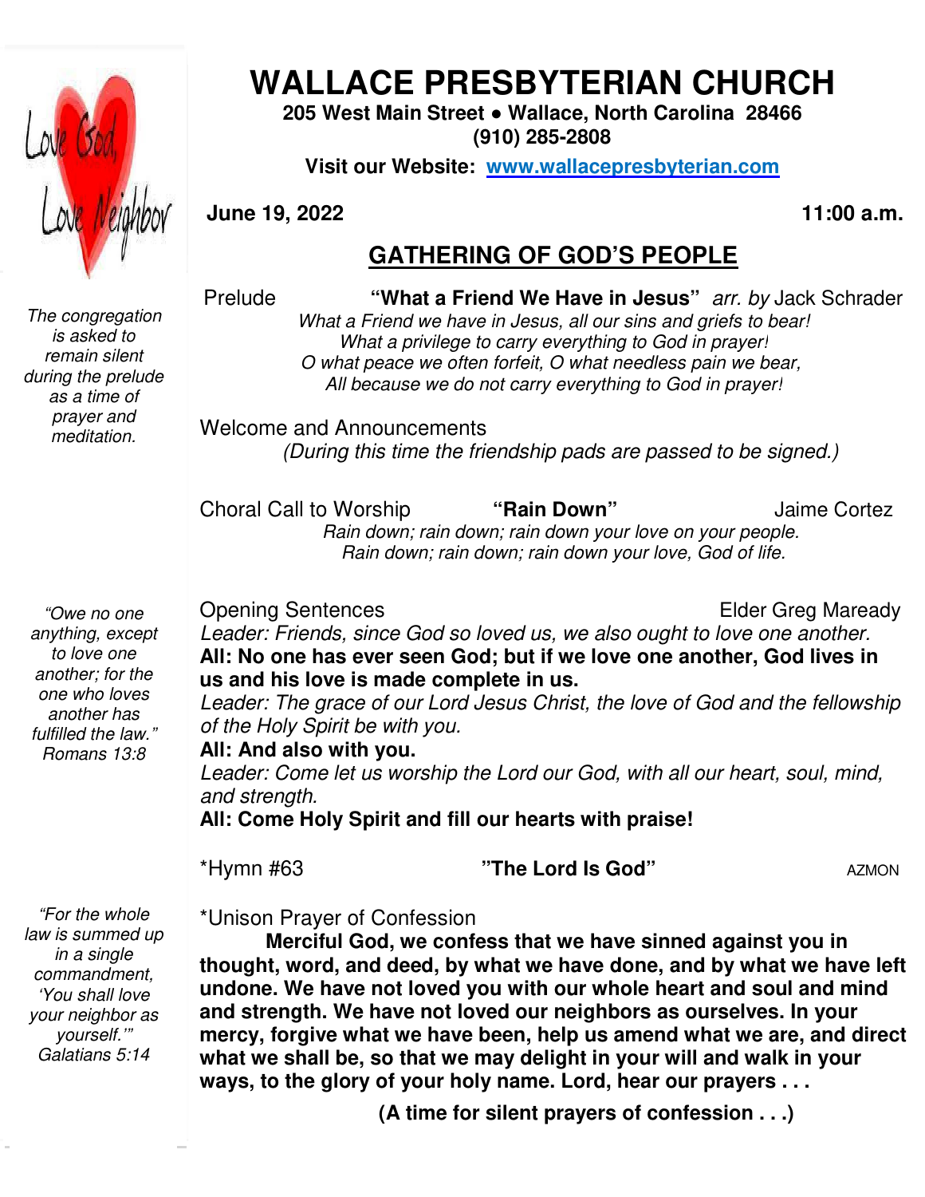# WALLACE PRESBYTERIAN CHURCH

**205 West Main Street ● Wallace, North Carolina 28466**
**(910) 285-2808**

**Visit our Website: [www.wallacepresbyterian.com](http://www.wallacepresbyterian.com)**

**June 19, 2022** **11:00 a.m.**

## GATHERING OF GOD'S PEOPLE

*The congregation is asked to remain silent during the prelude as a time of prayer and meditation.*

Prelude **"What a Friend We Have in Jesus"** *arr. by* Jack Schrader

*What a Friend we have in Jesus, all our sins and griefs to bear!*
*What a privilege to carry everything to God in prayer!*
*O what peace we often forfeit, O what needless pain we bear,*
*All because we do not carry everything to God in prayer!*

Welcome and Announcements
*(During this time the friendship pads are passed to be signed.)*

Choral Call to Worship **"Rain Down"** Jaime Cortez

*Rain down; rain down; rain down your love on your people.*
*Rain down; rain down; rain down your love, God of life.*

*"Owe no one anything, except to love one another; for the one who loves another has fulfilled the law." Romans 13:8*

Opening Sentences Elder Greg Maready

*Leader: Friends, since God so loved us, we also ought to love one another.*
**All: No one has ever seen God; but if we love one another, God lives in us and his love is made complete in us.**
*Leader: The grace of our Lord Jesus Christ, the love of God and the fellowship of the Holy Spirit be with you.*
**All: And also with you.**
*Leader: Come let us worship the Lord our God, with all our heart, soul, mind, and strength.*
**All: Come Holy Spirit and fill our hearts with praise!**

*Hymn #63 **"The Lord Is God"** AZMON

*"For the whole law is summed up in a single commandment, 'You shall love your neighbor as yourself.'" Galatians 5:14*

*Unison Prayer of Confession

**Merciful God, we confess that we have sinned against you in thought, word, and deed, by what we have done, and by what we have left undone. We have not loved you with our whole heart and soul and mind and strength. We have not loved our neighbors as ourselves. In your mercy, forgive what we have been, help us amend what we are, and direct what we shall be, so that we may delight in your will and walk in your ways, to the glory of your holy name. Lord, hear our prayers . . .**

**(A time for silent prayers of confession . . .)**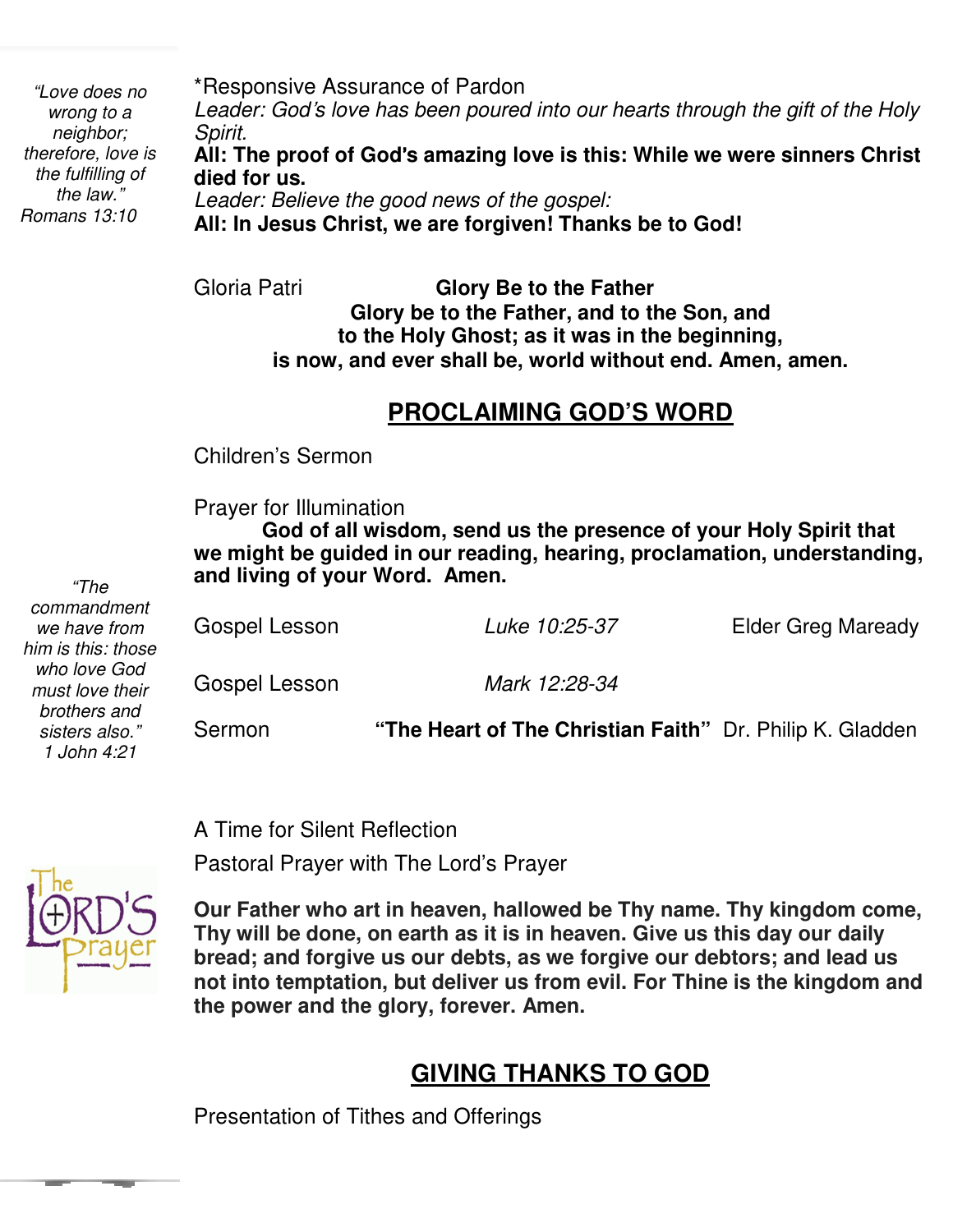*"Love does no wrong to a neighbor; therefore, love is the fulfilling of the law."*
*Romans 13:10*

*Responsive Assurance of Pardon

*Leader: God's love has been poured into our hearts through the gift of the Holy Spirit.*

**All: The proof of God's amazing love is this: While we were sinners Christ died for us.**

*Leader: Believe the good news of the gospel:*

**All: In Jesus Christ, we are forgiven! Thanks be to God!**

Gloria Patri **Glory Be to the Father**

**Glory be to the Father, and to the Son, and to the Holy Ghost; as it was in the beginning, is now, and ever shall be, world without end. Amen, amen.**

## PROCLAIMING GOD'S WORD

Children's Sermon

Prayer for Illumination

**God of all wisdom, send us the presence of your Holy Spirit that we might be guided in our reading, hearing, proclamation, understanding, and living of your Word. Amen.**

*"The commandment we have from him is this: those who love God must love their brothers and sisters also."*
*1 John 4:21*

Gospel Lesson *Luke 10:25-37* Elder Greg Maready

Gospel Lesson *Mark 12:28-34*

Sermon **"The Heart of The Christian Faith"** Dr. Philip K. Gladden

A Time for Silent Reflection

Pastoral Prayer with The Lord's Prayer

**Our Father who art in heaven, hallowed be Thy name. Thy kingdom come, Thy will be done, on earth as it is in heaven. Give us this day our daily bread; and forgive us our debts, as we forgive our debtors; and lead us not into temptation, but deliver us from evil. For Thine is the kingdom and the power and the glory, forever. Amen.**

## GIVING THANKS TO GOD

Presentation of Tithes and Offerings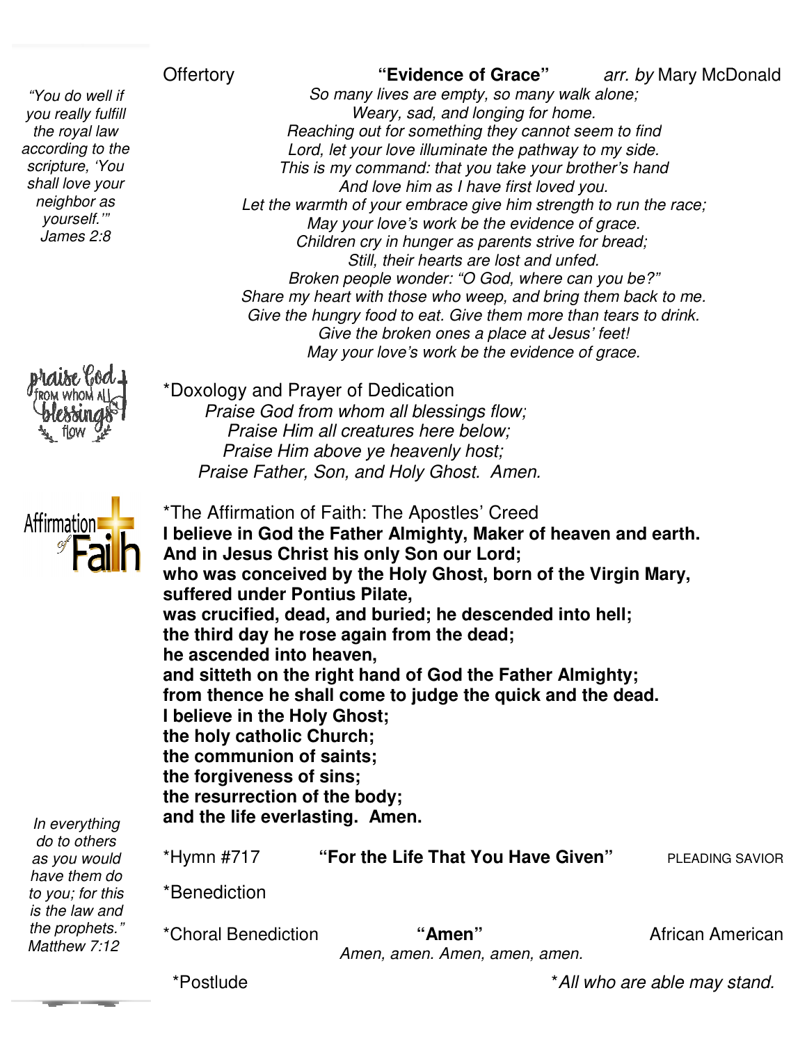*"You do well if you really fulfill the royal law according to the scripture, 'You shall love your neighbor as yourself.'" James 2:8*

Offertory **"Evidence of Grace"** *arr. by* Mary McDonald

*So many lives are empty, so many walk alone;*
*Weary, sad, and longing for home.*
*Reaching out for something they cannot seem to find*
*Lord, let your love illuminate the pathway to my side.*
*This is my command: that you take your brother's hand*
*And love him as I have first loved you.*
*Let the warmth of your embrace give him strength to run the race;*
*May your love's work be the evidence of grace.*
*Children cry in hunger as parents strive for bread;*
*Still, their hearts are lost and unfed.*
*Broken people wonder: "O God, where can you be?"*
*Share my heart with those who weep, and bring them back to me.*
*Give the hungry food to eat. Give them more than tears to drink.*
*Give the broken ones a place at Jesus' feet!*
*May your love's work be the evidence of grace.*

*Doxology and Prayer of Dedication

*Praise God from whom all blessings flow;*
*Praise Him all creatures here below;*
*Praise Him above ye heavenly host;*
*Praise Father, Son, and Holy Ghost. Amen.*

*The Affirmation of Faith: The Apostles' Creed

**I believe in God the Father Almighty, Maker of heaven and earth.**
**And in Jesus Christ his only Son our Lord;**
**who was conceived by the Holy Ghost, born of the Virgin Mary,**
**suffered under Pontius Pilate,**
**was crucified, dead, and buried; he descended into hell;**
**the third day he rose again from the dead;**
**he ascended into heaven,**
**and sitteth on the right hand of God the Father Almighty;**
**from thence he shall come to judge the quick and the dead.**
**I believe in the Holy Ghost;**
**the holy catholic Church;**
**the communion of saints;**
**the forgiveness of sins;**
**the resurrection of the body;**
**and the life everlasting. Amen.**

*In everything do to others as you would have them do to you; for this is the law and the prophets." Matthew 7:12*

*Hymn #717 **"For the Life That You Have Given"** PLEADING SAVIOR

*Benediction

*Choral Benediction **"Amen"** African American

*Amen, amen. Amen, amen, amen.*

*Postlude

**All who are able may stand.*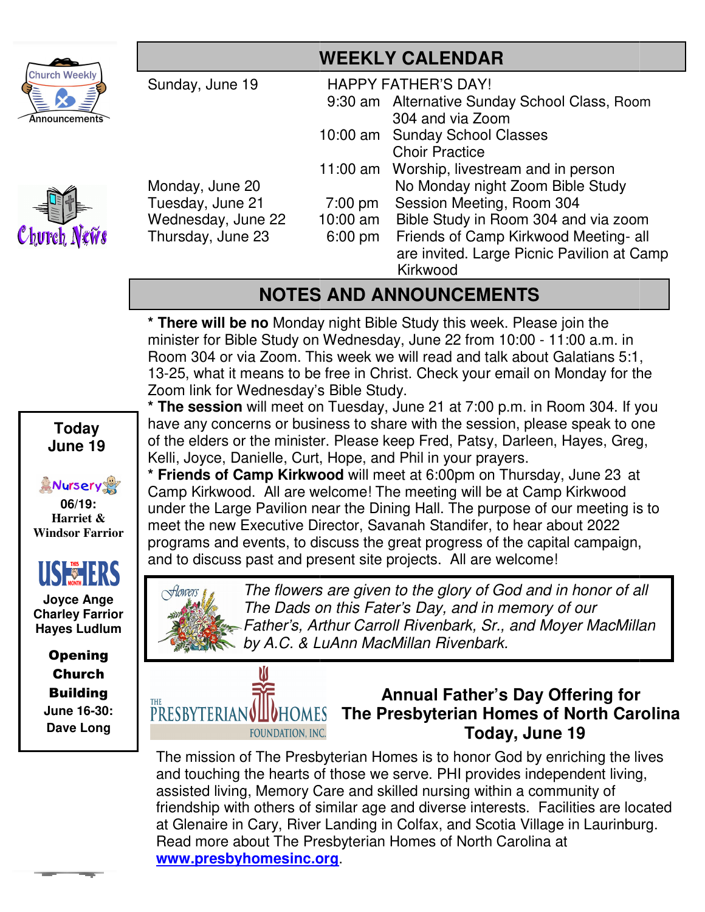## WEEKLY CALENDAR

| | | |
|---|---|---|
| Sunday, June 19 | | HAPPY FATHER'S DAY! |
| | 9:30 am | Alternative Sunday School Class, Room 304 and via Zoom |
| | 10:00 am | Sunday School Classes<br>Choir Practice |
| | 11:00 am | Worship, livestream and in person |
| Monday, June 20 | | No Monday night Zoom Bible Study |
| Tuesday, June 21 | 7:00 pm | Session Meeting, Room 304 |
| Wednesday, June 22 | 10:00 am | Bible Study in Room 304 and via zoom |
| Thursday, June 23 | 6:00 pm | Friends of Camp Kirkwood Meeting- all are invited. Large Picnic Pavilion at Camp Kirkwood |

## NOTES AND ANNOUNCEMENTS

* **There will be no** Monday night Bible Study this week. Please join the minister for Bible Study on Wednesday, June 22 from 10:00 - 11:00 a.m. in Room 304 or via Zoom. This week we will read and talk about Galatians 5:1, 13-25, what it means to be free in Christ. Check your email on Monday for the Zoom link for Wednesday's Bible Study.

* **The session** will meet on Tuesday, June 21 at 7:00 p.m. in Room 304. If you have any concerns or business to share with the session, please speak to one of the elders or the minister. Please keep Fred, Patsy, Darleen, Hayes, Greg, Kelli, Joyce, Danielle, Curt, Hope, and Phil in your prayers.

* **Friends of Camp Kirkwood** will meet at 6:00pm on Thursday, June 23 at Camp Kirkwood. All are welcome! The meeting will be at Camp Kirkwood under the Large Pavilion near the Dining Hall. The purpose of our meeting is to meet the new Executive Director, Savanah Standifer, to hear about 2022 programs and events, to discuss the great progress of the capital campaign, and to discuss past and present site projects. All are welcome!

*The flowers are given to the glory of God and in honor of all The Dads on this Fater's Day, and in memory of our Father's, Arthur Carroll Rivenbark, Sr., and Moyer MacMillan by A.C. & LuAnn MacMillan Rivenbark.*

**Today June 19**

**Nursery**
06/19: Harriet & Windsor Farrior

**USHERS**
Joyce Ange
Charley Farrior
Hayes Ludlum

**Opening Church Building**
June 16-30: Dave Long

### Annual Father's Day Offering for The Presbyterian Homes of North Carolina Today, June 19

The mission of The Presbyterian Homes is to honor God by enriching the lives and touching the hearts of those we serve. PHI provides independent living, assisted living, Memory Care and skilled nursing within a community of friendship with others of similar age and diverse interests. Facilities are located at Glenaire in Cary, River Landing in Colfax, and Scotia Village in Laurinburg. Read more about The Presbyterian Homes of North Carolina at **www.presbyhomesinc.org**.